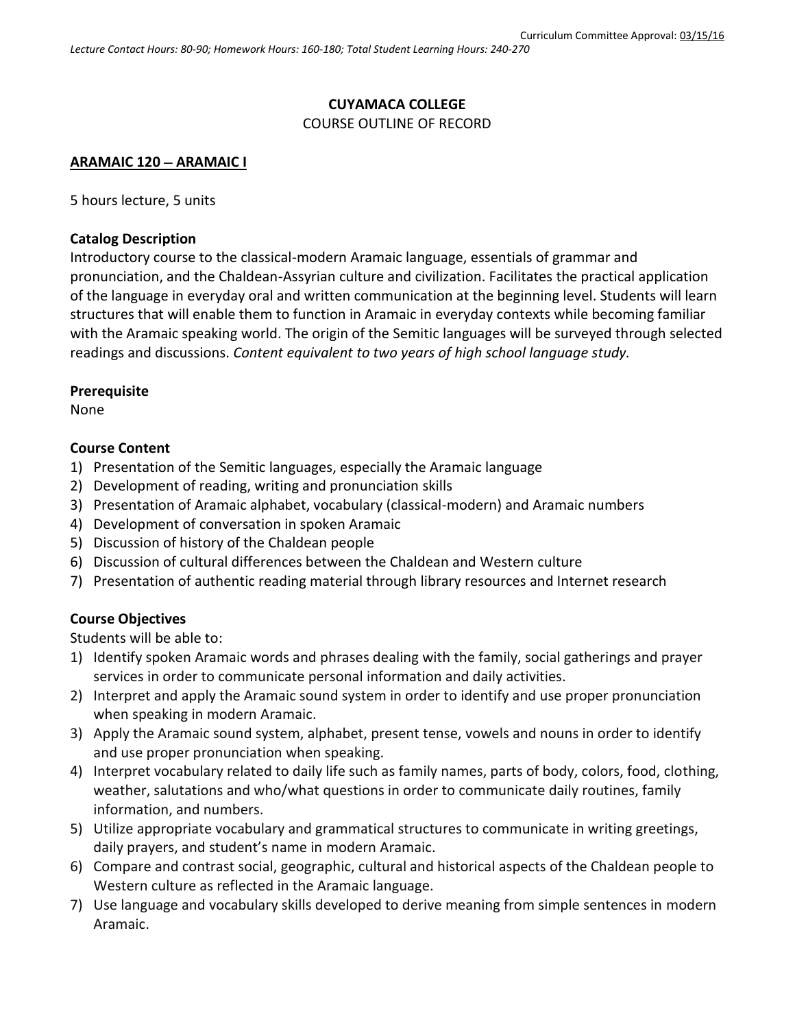Curriculum Committee Approval: 03/15/16

*Lecture Contact Hours: 80-90; Homework Hours: 160-180; Total Student Learning Hours: 240-270*

**CUYAMACA COLLEGE**

COURSE OUTLINE OF RECORD

**ARAMAIC 120 – ARAMAIC I**

5 hours lecture, 5 units

**Catalog Description**

Introductory course to the classical-modern Aramaic language, essentials of grammar and pronunciation, and the Chaldean-Assyrian culture and civilization. Facilitates the practical application of the language in everyday oral and written communication at the beginning level. Students will learn structures that will enable them to function in Aramaic in everyday contexts while becoming familiar with the Aramaic speaking world. The origin of the Semitic languages will be surveyed through selected readings and discussions. *Content equivalent to two years of high school language study.*

**Prerequisite**

None

**Course Content**

1) Presentation of the Semitic languages, especially the Aramaic language
2) Development of reading, writing and pronunciation skills
3) Presentation of Aramaic alphabet, vocabulary (classical-modern) and Aramaic numbers
4) Development of conversation in spoken Aramaic
5) Discussion of history of the Chaldean people
6) Discussion of cultural differences between the Chaldean and Western culture
7) Presentation of authentic reading material through library resources and Internet research

**Course Objectives**

Students will be able to:

1) Identify spoken Aramaic words and phrases dealing with the family, social gatherings and prayer services in order to communicate personal information and daily activities.
2) Interpret and apply the Aramaic sound system in order to identify and use proper pronunciation when speaking in modern Aramaic.
3) Apply the Aramaic sound system, alphabet, present tense, vowels and nouns in order to identify and use proper pronunciation when speaking.
4) Interpret vocabulary related to daily life such as family names, parts of body, colors, food, clothing, weather, salutations and who/what questions in order to communicate daily routines, family information, and numbers.
5) Utilize appropriate vocabulary and grammatical structures to communicate in writing greetings, daily prayers, and student's name in modern Aramaic.
6) Compare and contrast social, geographic, cultural and historical aspects of the Chaldean people to Western culture as reflected in the Aramaic language.
7) Use language and vocabulary skills developed to derive meaning from simple sentences in modern Aramaic.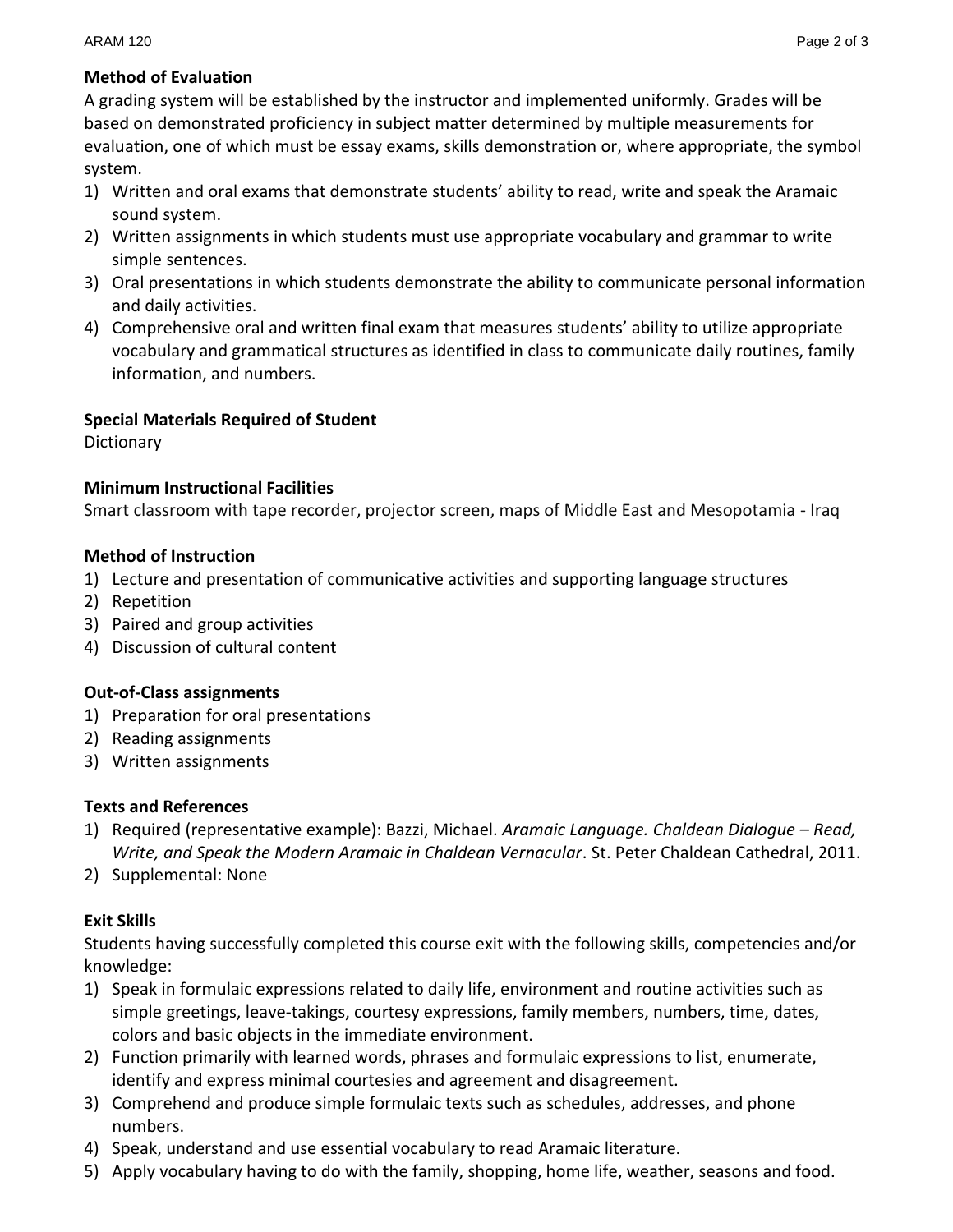**Method of Evaluation**

A grading system will be established by the instructor and implemented uniformly. Grades will be based on demonstrated proficiency in subject matter determined by multiple measurements for evaluation, one of which must be essay exams, skills demonstration or, where appropriate, the symbol system.

1) Written and oral exams that demonstrate students' ability to read, write and speak the Aramaic sound system.
2) Written assignments in which students must use appropriate vocabulary and grammar to write simple sentences.
3) Oral presentations in which students demonstrate the ability to communicate personal information and daily activities.
4) Comprehensive oral and written final exam that measures students' ability to utilize appropriate vocabulary and grammatical structures as identified in class to communicate daily routines, family information, and numbers.

**Special Materials Required of Student**

Dictionary

**Minimum Instructional Facilities**

Smart classroom with tape recorder, projector screen, maps of Middle East and Mesopotamia - Iraq

**Method of Instruction**

1) Lecture and presentation of communicative activities and supporting language structures
2) Repetition
3) Paired and group activities
4) Discussion of cultural content

**Out-of-Class assignments**

1) Preparation for oral presentations
2) Reading assignments
3) Written assignments

**Texts and References**

1) Required (representative example): Bazzi, Michael. *Aramaic Language. Chaldean Dialogue – Read, Write, and Speak the Modern Aramaic in Chaldean Vernacular*. St. Peter Chaldean Cathedral, 2011.
2) Supplemental: None

**Exit Skills**

Students having successfully completed this course exit with the following skills, competencies and/or knowledge:

1) Speak in formulaic expressions related to daily life, environment and routine activities such as simple greetings, leave-takings, courtesy expressions, family members, numbers, time, dates, colors and basic objects in the immediate environment.
2) Function primarily with learned words, phrases and formulaic expressions to list, enumerate, identify and express minimal courtesies and agreement and disagreement.
3) Comprehend and produce simple formulaic texts such as schedules, addresses, and phone numbers.
4) Speak, understand and use essential vocabulary to read Aramaic literature.
5) Apply vocabulary having to do with the family, shopping, home life, weather, seasons and food.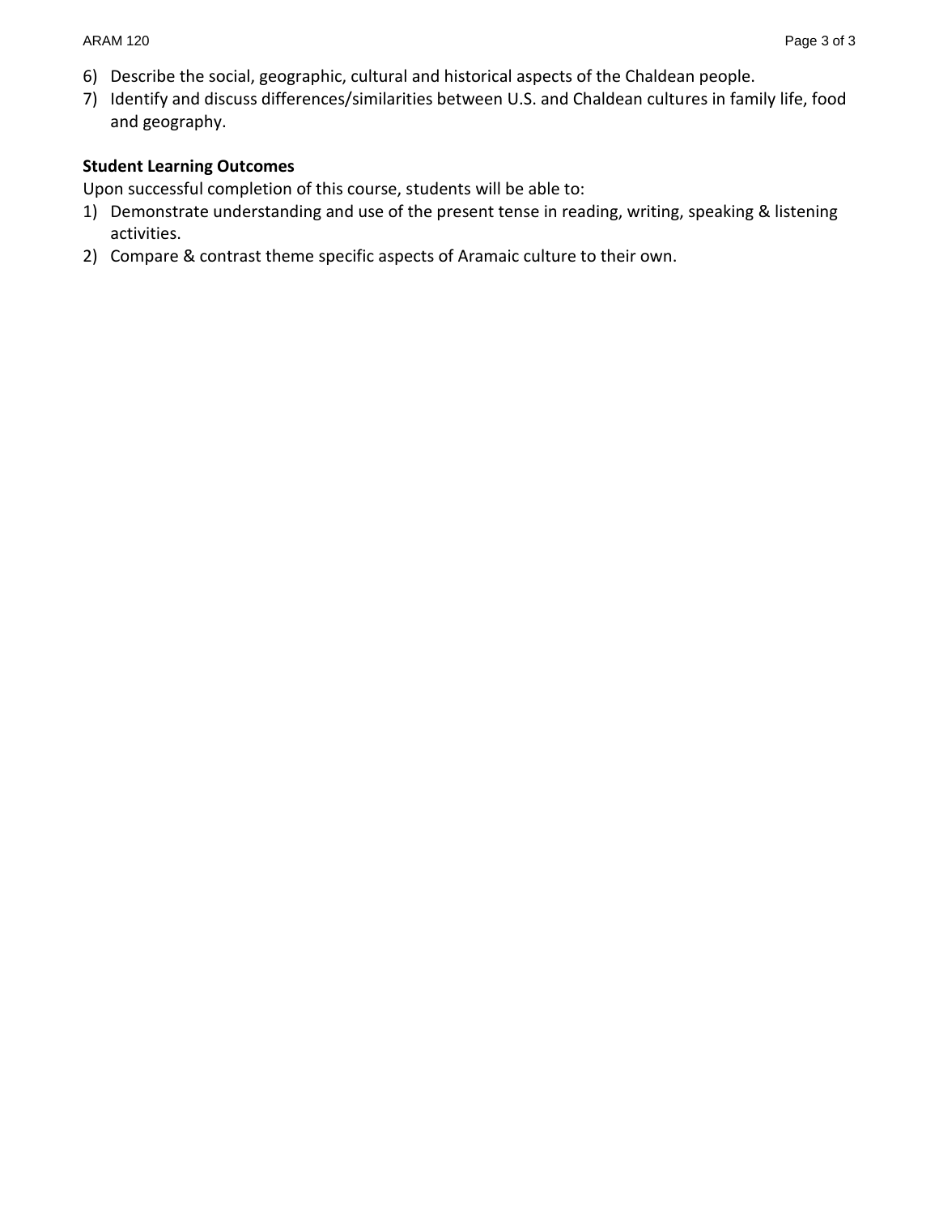6) Describe the social, geographic, cultural and historical aspects of the Chaldean people.
7) Identify and discuss differences/similarities between U.S. and Chaldean cultures in family life, food and geography.

**Student Learning Outcomes**

Upon successful completion of this course, students will be able to:

1) Demonstrate understanding and use of the present tense in reading, writing, speaking & listening activities.
2) Compare & contrast theme specific aspects of Aramaic culture to their own.